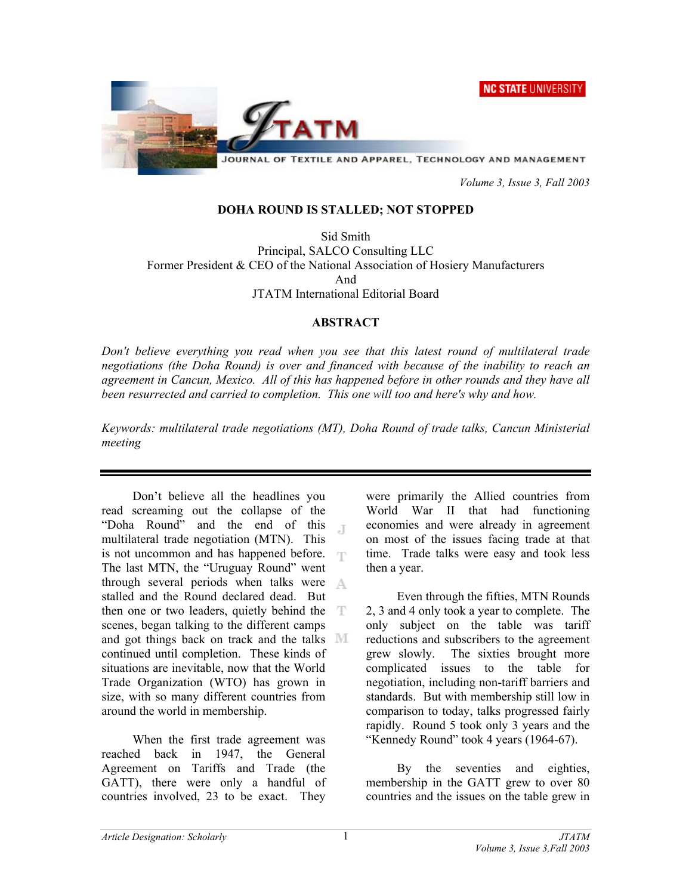# DOHA ROUND IS STALLED; NOT STOPPED

Sid Smith
Principal, SALCO Consulting LLC
Former President & CEO of the National Association of Hosiery Manufacturers
And
JTATM International Editorial Board

## ABSTRACT

*Don't believe everything you read when you see that this latest round of multilateral trade negotiations (the Doha Round) is over and financed with because of the inability to reach an agreement in Cancun, Mexico. All of this has happened before in other rounds and they have all been resurrected and carried to completion. This one will too and here's why and how.*

*Keywords: multilateral trade negotiations (MT), Doha Round of trade talks, Cancun Ministerial meeting*

---

Don't believe all the headlines you read screaming out the collapse of the "Doha Round" and the end of this multilateral trade negotiation (MTN). This is not uncommon and has happened before. The last MTN, the "Uruguay Round" went through several periods when talks were stalled and the Round declared dead. But then one or two leaders, quietly behind the scenes, began talking to the different camps and got things back on track and the talks continued until completion. These kinds of situations are inevitable, now that the World Trade Organization (WTO) has grown in size, with so many different countries from around the world in membership.

When the first trade agreement was reached back in 1947, the General Agreement on Tariffs and Trade (the GATT), there were only a handful of countries involved, 23 to be exact. They were primarily the Allied countries from World War II that had functioning economies and were already in agreement on most of the issues facing trade at that time. Trade talks were easy and took less then a year.

Even through the fifties, MTN Rounds 2, 3 and 4 only took a year to complete. The only subject on the table was tariff reductions and subscribers to the agreement grew slowly. The sixties brought more complicated issues to the table for negotiation, including non-tariff barriers and standards. But with membership still low in comparison to today, talks progressed fairly rapidly. Round 5 took only 3 years and the "Kennedy Round" took 4 years (1964-67).

By the seventies and eighties, membership in the GATT grew to over 80 countries and the issues on the table grew in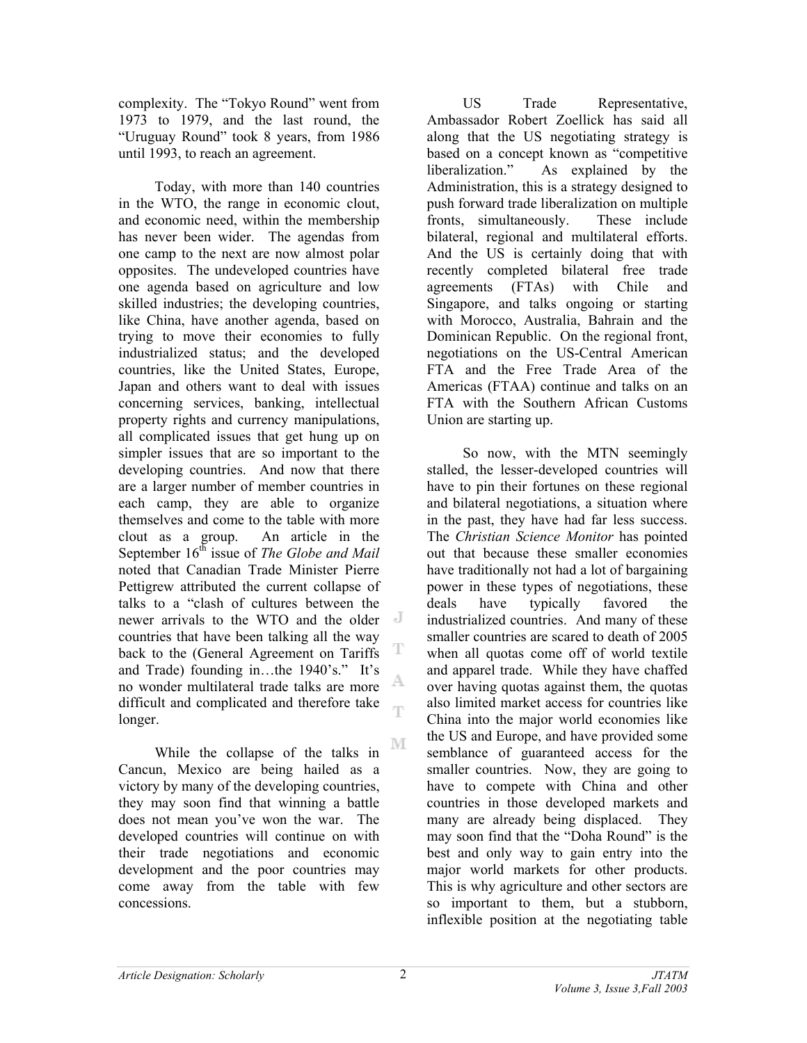complexity. The "Tokyo Round" went from 1973 to 1979, and the last round, the "Uruguay Round" took 8 years, from 1986 until 1993, to reach an agreement.

Today, with more than 140 countries in the WTO, the range in economic clout, and economic need, within the membership has never been wider. The agendas from one camp to the next are now almost polar opposites. The undeveloped countries have one agenda based on agriculture and low skilled industries; the developing countries, like China, have another agenda, based on trying to move their economies to fully industrialized status; and the developed countries, like the United States, Europe, Japan and others want to deal with issues concerning services, banking, intellectual property rights and currency manipulations, all complicated issues that get hung up on simpler issues that are so important to the developing countries. And now that there are a larger number of member countries in each camp, they are able to organize themselves and come to the table with more clout as a group. An article in the September 16th issue of *The Globe and Mail* noted that Canadian Trade Minister Pierre Pettigrew attributed the current collapse of talks to a "clash of cultures between the newer arrivals to the WTO and the older countries that have been talking all the way back to the (General Agreement on Tariffs and Trade) founding in…the 1940's." It's no wonder multilateral trade talks are more difficult and complicated and therefore take longer.

While the collapse of the talks in Cancun, Mexico are being hailed as a victory by many of the developing countries, they may soon find that winning a battle does not mean you've won the war. The developed countries will continue on with their trade negotiations and economic development and the poor countries may come away from the table with few concessions.

US Trade Representative, Ambassador Robert Zoellick has said all along that the US negotiating strategy is based on a concept known as "competitive liberalization." As explained by the Administration, this is a strategy designed to push forward trade liberalization on multiple fronts, simultaneously. These include bilateral, regional and multilateral efforts. And the US is certainly doing that with recently completed bilateral free trade agreements (FTAs) with Chile and Singapore, and talks ongoing or starting with Morocco, Australia, Bahrain and the Dominican Republic. On the regional front, negotiations on the US-Central American FTA and the Free Trade Area of the Americas (FTAA) continue and talks on an FTA with the Southern African Customs Union are starting up.

So now, with the MTN seemingly stalled, the lesser-developed countries will have to pin their fortunes on these regional and bilateral negotiations, a situation where in the past, they have had far less success. The *Christian Science Monitor* has pointed out that because these smaller economies have traditionally not had a lot of bargaining power in these types of negotiations, these deals have typically favored the industrialized countries. And many of these smaller countries are scared to death of 2005 when all quotas come off of world textile and apparel trade. While they have chaffed over having quotas against them, the quotas also limited market access for countries like China into the major world economies like the US and Europe, and have provided some semblance of guaranteed access for the smaller countries. Now, they are going to have to compete with China and other countries in those developed markets and many are already being displaced. They may soon find that the "Doha Round" is the best and only way to gain entry into the major world markets for other products. This is why agriculture and other sectors are so important to them, but a stubborn, inflexible position at the negotiating table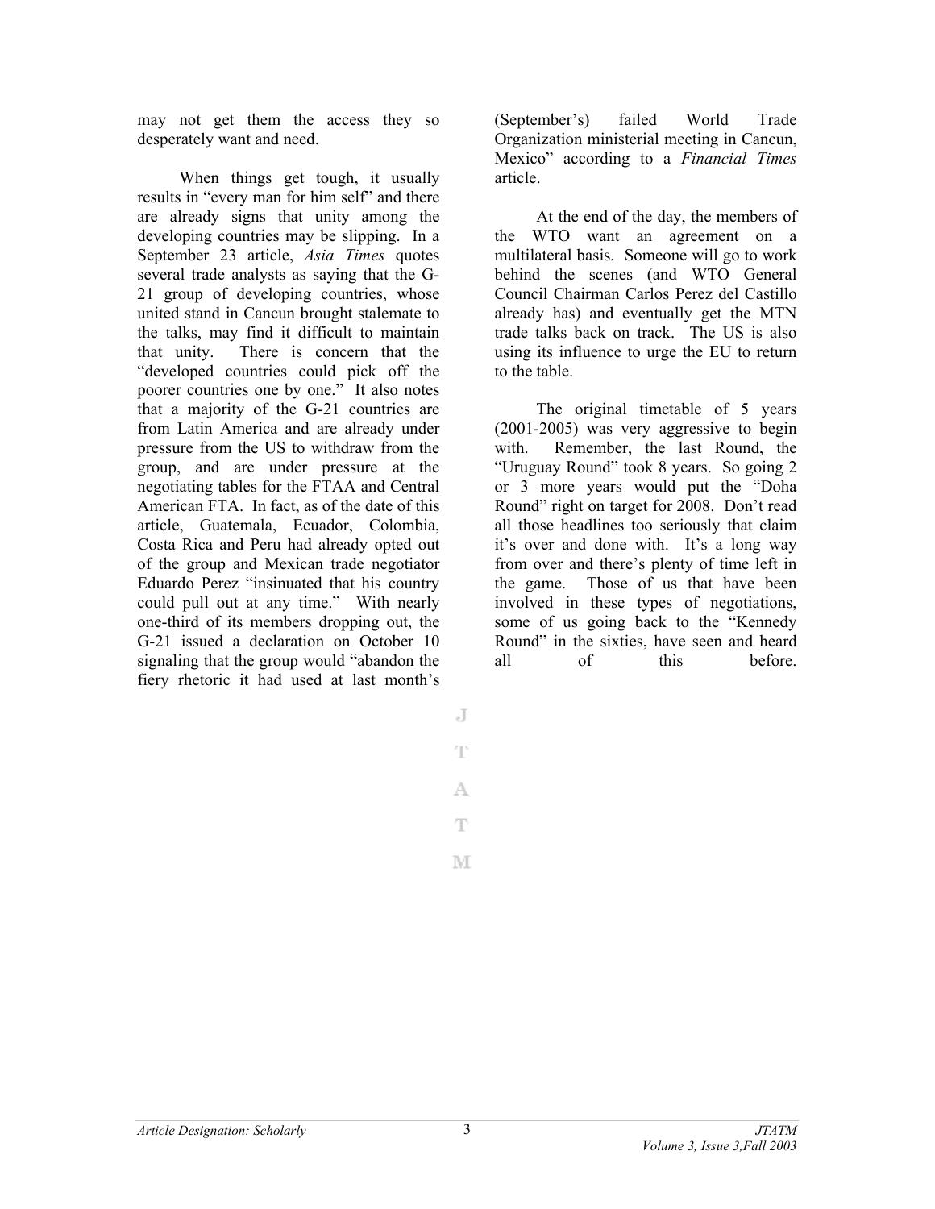may not get them the access they so desperately want and need.

When things get tough, it usually results in "every man for him self" and there are already signs that unity among the developing countries may be slipping. In a September 23 article, *Asia Times* quotes several trade analysts as saying that the G-21 group of developing countries, whose united stand in Cancun brought stalemate to the talks, may find it difficult to maintain that unity. There is concern that the "developed countries could pick off the poorer countries one by one." It also notes that a majority of the G-21 countries are from Latin America and are already under pressure from the US to withdraw from the group, and are under pressure at the negotiating tables for the FTAA and Central American FTA. In fact, as of the date of this article, Guatemala, Ecuador, Colombia, Costa Rica and Peru had already opted out of the group and Mexican trade negotiator Eduardo Perez "insinuated that his country could pull out at any time." With nearly one-third of its members dropping out, the G-21 issued a declaration on October 10 signaling that the group would "abandon the fiery rhetoric it had used at last month's (September's) failed World Trade Organization ministerial meeting in Cancun, Mexico" according to a *Financial Times* article.

At the end of the day, the members of the WTO want an agreement on a multilateral basis. Someone will go to work behind the scenes (and WTO General Council Chairman Carlos Perez del Castillo already has) and eventually get the MTN trade talks back on track. The US is also using its influence to urge the EU to return to the table.

The original timetable of 5 years (2001-2005) was very aggressive to begin with. Remember, the last Round, the "Uruguay Round" took 8 years. So going 2 or 3 more years would put the "Doha Round" right on target for 2008. Don't read all those headlines too seriously that claim it's over and done with. It's a long way from over and there's plenty of time left in the game. Those of us that have been involved in these types of negotiations, some of us going back to the "Kennedy Round" in the sixties, have seen and heard all of this before.